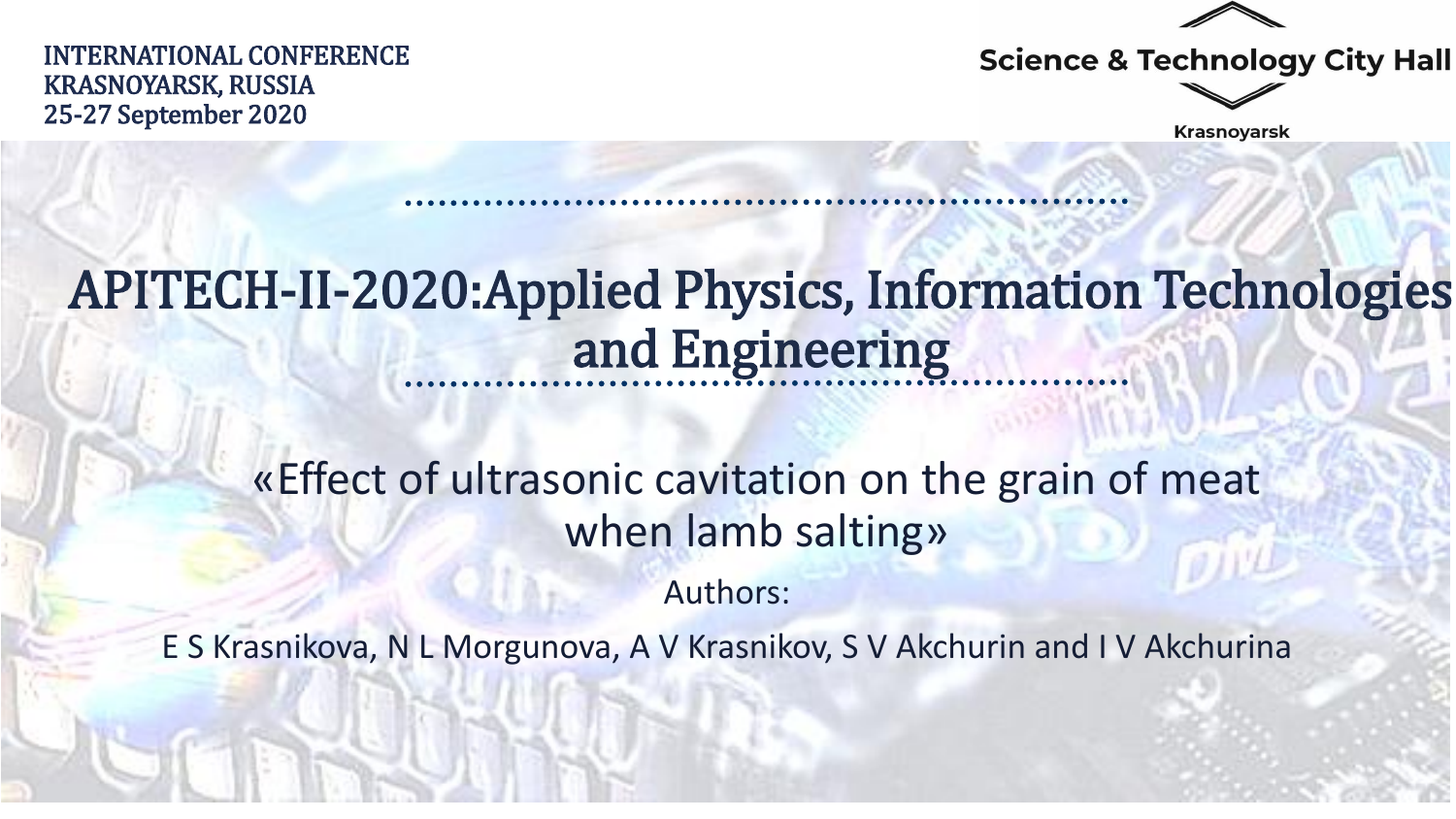INTERNATIONAL CONFERENCE
KRASNOYARSK, RUSSIA
25-27 September 2020

Science & Technology City Hall

Krasnoyarsk

# APITECH-II-2020:Applied Physics, Information Technologies and Engineering

## «Effect of ultrasonic cavitation on the grain of meat when lamb salting»

Authors:

E S Krasnikova, N L Morgunova, A V Krasnikov, S V Akchurin and I V Akchurina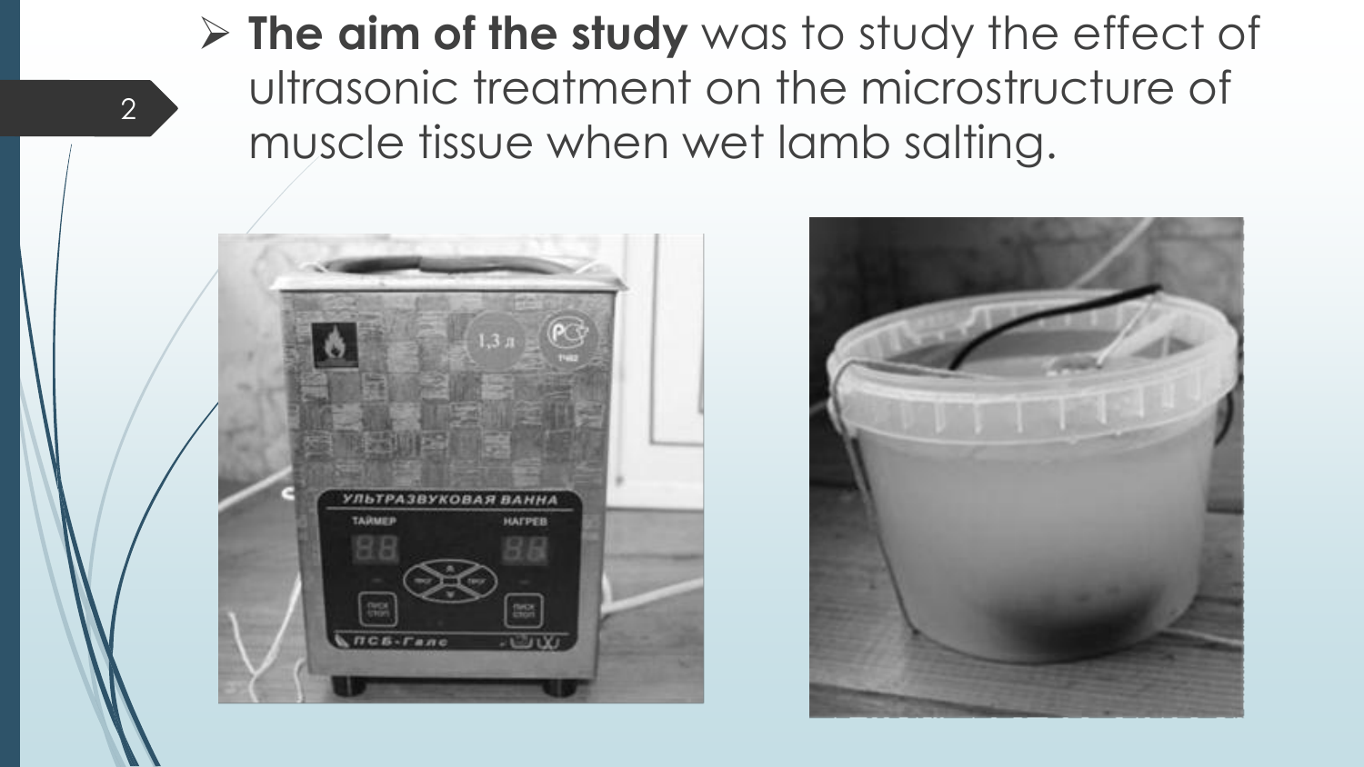- **The aim of the study** was to study the effect of ultrasonic treatment on the microstructure of muscle tissue when wet lamb salting.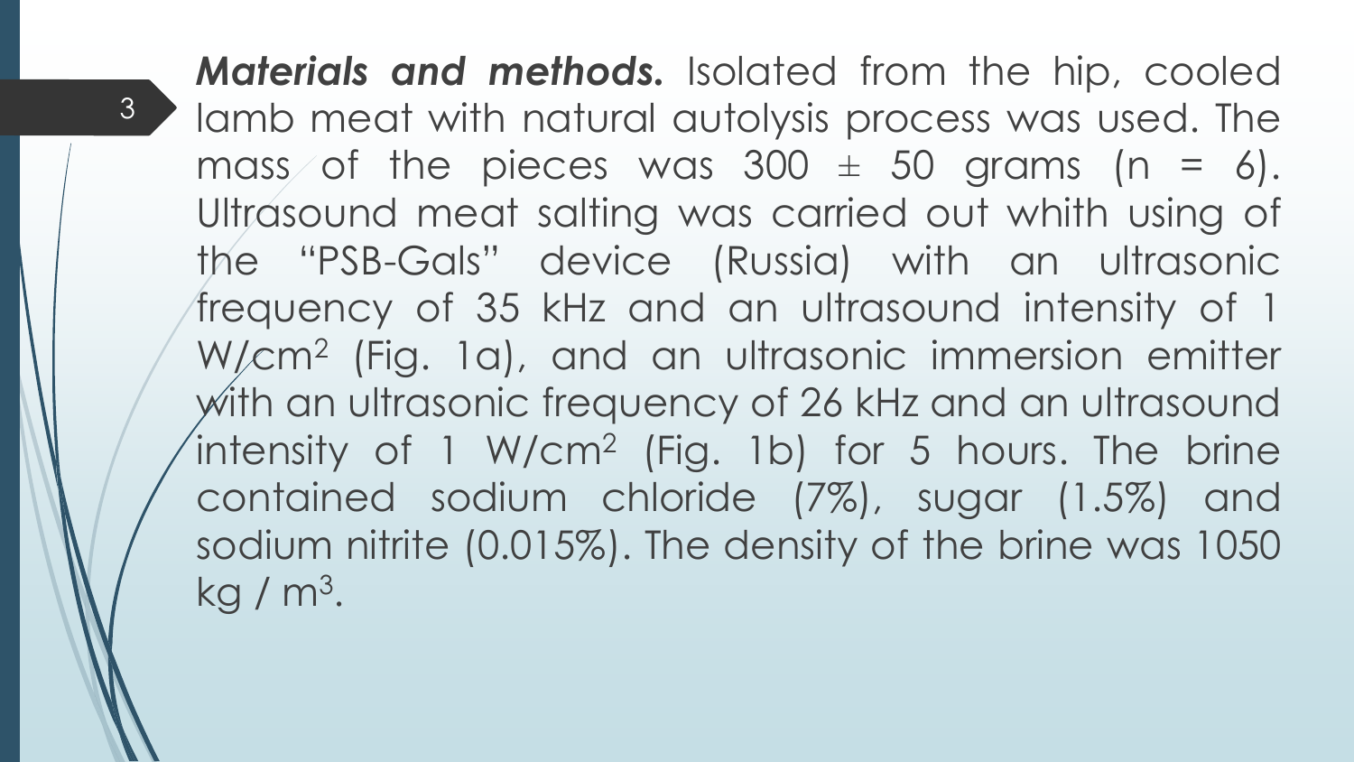***Materials and methods.*** Isolated from the hip, cooled lamb meat with natural autolysis process was used. The mass of the pieces was 300 ± 50 grams (n = 6). Ultrasound meat salting was carried out whith using of the “PSB-Gals” device (Russia) with an ultrasonic frequency of 35 kHz and an ultrasound intensity of 1 W/cm$^2$ (Fig. 1a), and an ultrasonic immersion emitter with an ultrasonic frequency of 26 kHz and an ultrasound intensity of 1 W/cm$^2$ (Fig. 1b) for 5 hours. The brine contained sodium chloride (7%), sugar (1.5%) and sodium nitrite (0.015%). The density of the brine was 1050 kg / m$^3$.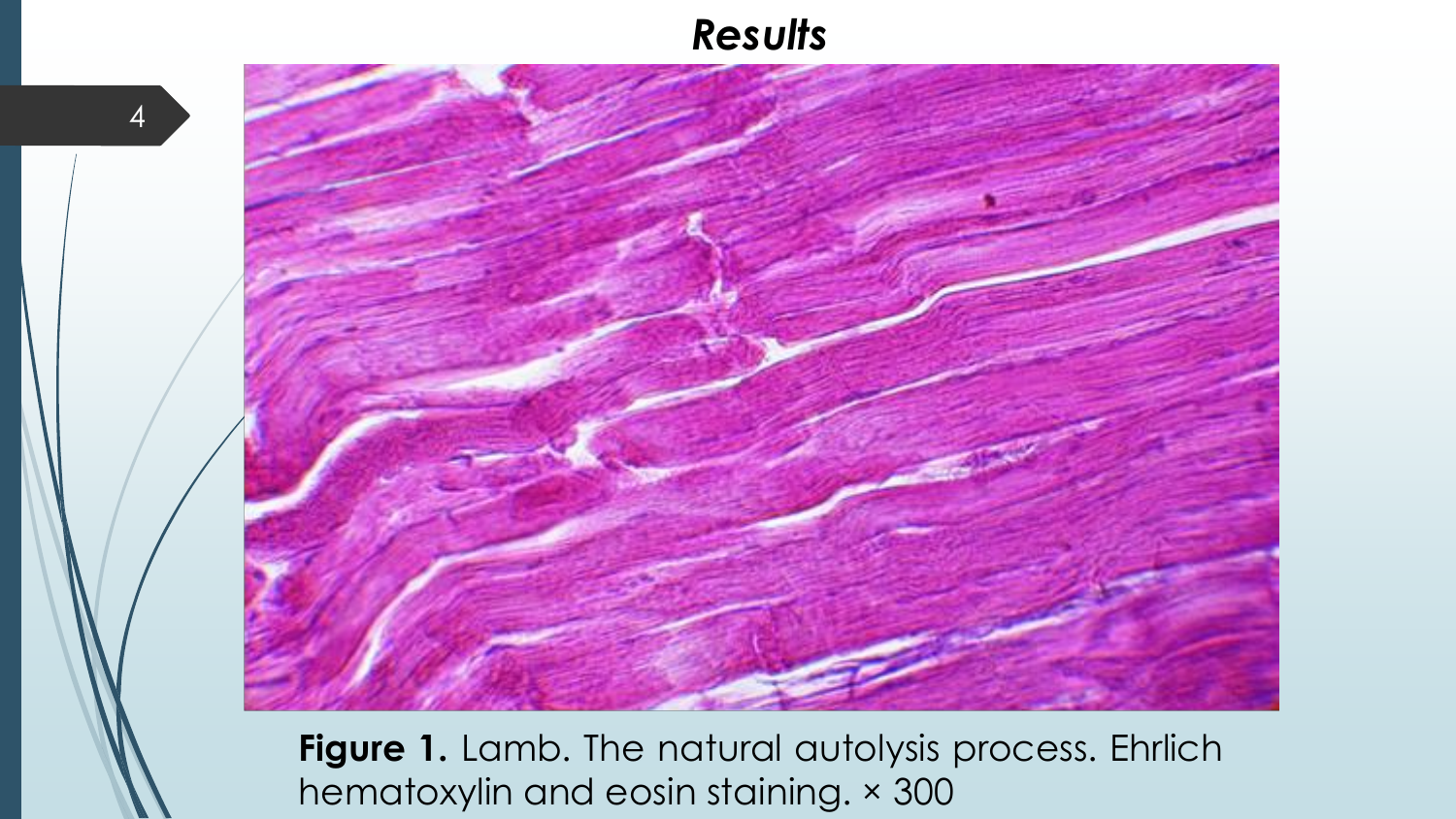## *Results*

**Figure 1.** Lamb. The natural autolysis process. Ehrlich hematoxylin and eosin staining. × 300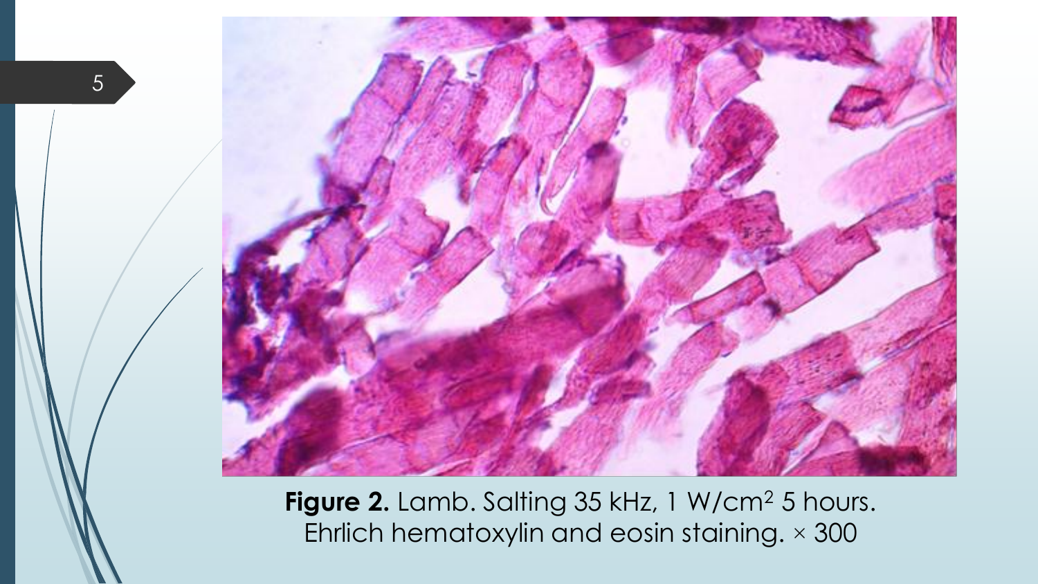**Figure 2.** Lamb. Salting 35 kHz, 1 W/cm$^2$ 5 hours. Ehrlich hematoxylin and eosin staining. × 300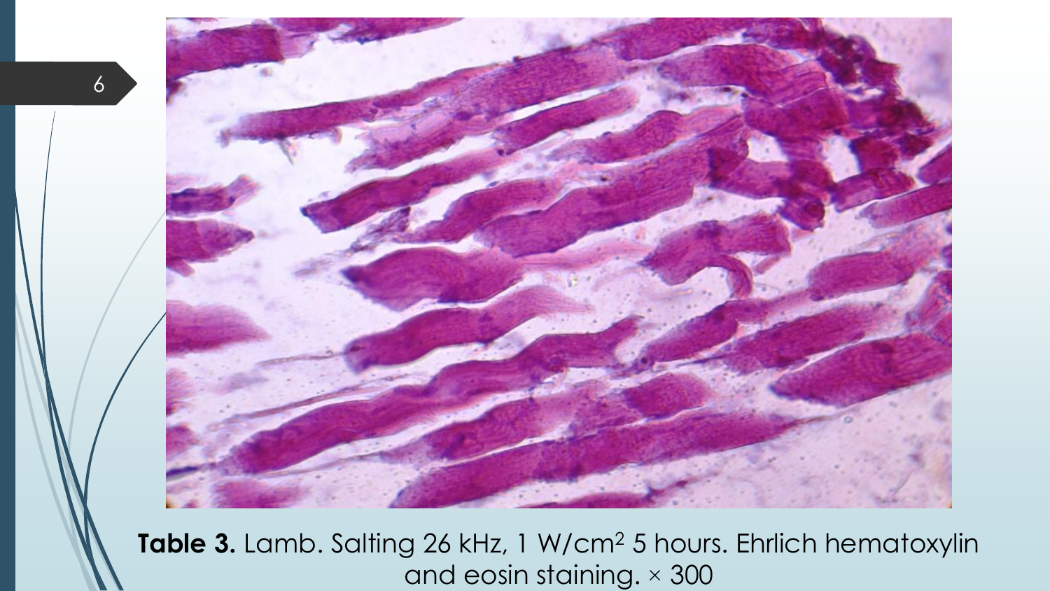**Table 3.** Lamb. Salting 26 kHz, 1 W/cm$^2$ 5 hours. Ehrlich hematoxylin and eosin staining. × 300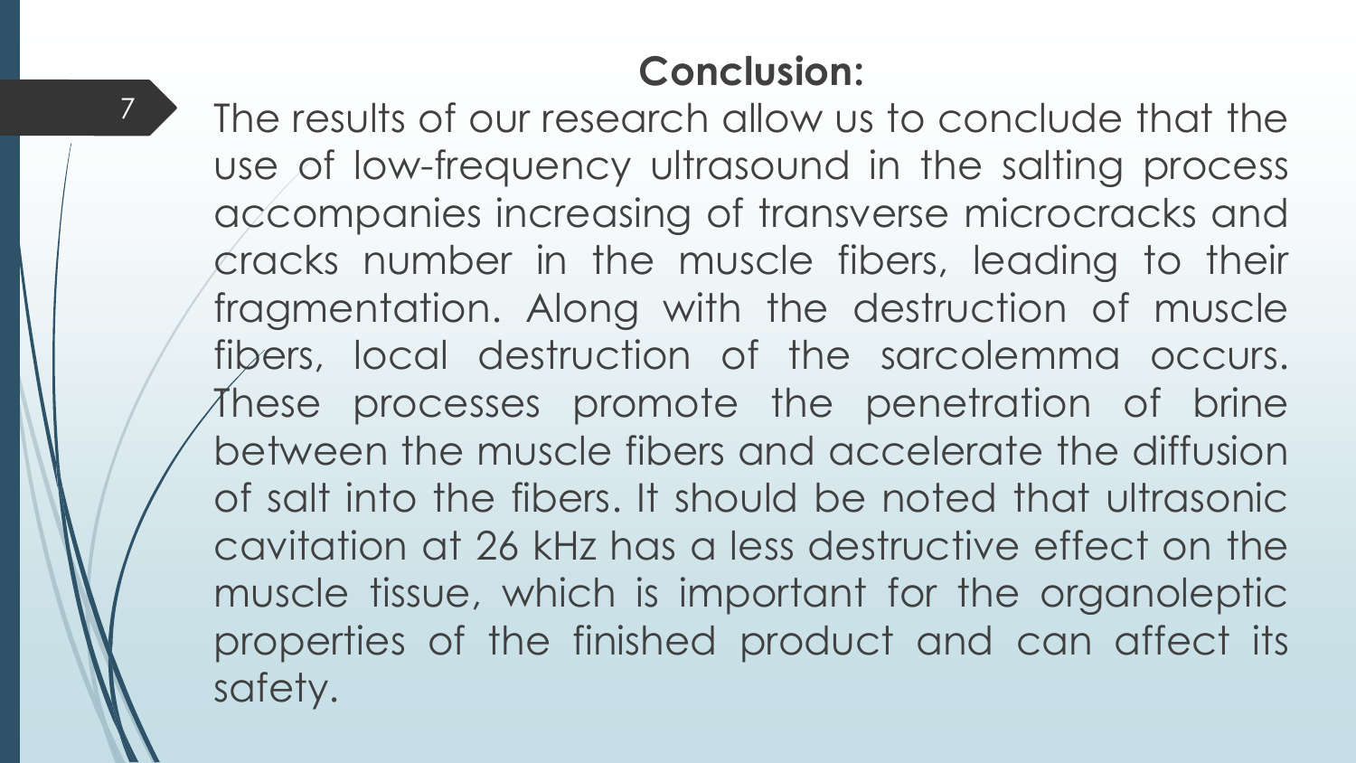## Conclusion:

The results of our research allow us to conclude that the use of low-frequency ultrasound in the salting process accompanies increasing of transverse microcracks and cracks number in the muscle fibers, leading to their fragmentation. Along with the destruction of muscle fibers, local destruction of the sarcolemma occurs. These processes promote the penetration of brine between the muscle fibers and accelerate the diffusion of salt into the fibers. It should be noted that ultrasonic cavitation at 26 kHz has a less destructive effect on the muscle tissue, which is important for the organoleptic properties of the finished product and can affect its safety.